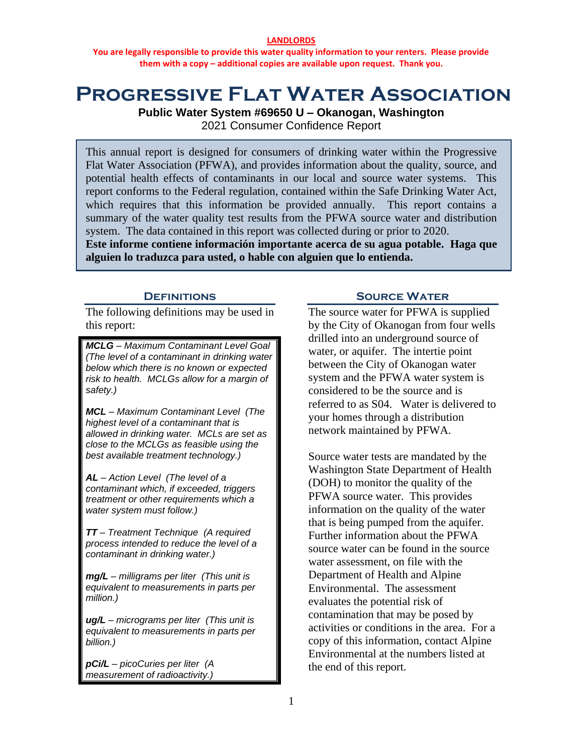**LANDLORDS**

**You are legally responsible to provide this water quality information to your renters. Please provide them with a copy – additional copies are available upon request. Thank you.**

# Progressive Flat Water Association

**Public Water System #69650 U – Okanogan, Washington**

2021 Consumer Confidence Report

This annual report is designed for consumers of drinking water within the Progressive Flat Water Association (PFWA), and provides information about the quality, source, and potential health effects of contaminants in our local and source water systems. This report conforms to the Federal regulation, contained within the Safe Drinking Water Act, which requires that this information be provided annually. This report contains a summary of the water quality test results from the PFWA source water and distribution system. The data contained in this report was collected during or prior to 2020.

**Este informe contiene información importante acerca de su agua potable. Haga que alguien lo traduzca para usted, o hable con alguien que lo entienda.**

## Definitions

The following definitions may be used in this report:

***MCLG*** *– Maximum Contaminant Level Goal (The level of a contaminant in drinking water below which there is no known or expected risk to health. MCLGs allow for a margin of safety.)*

***MCL*** *– Maximum Contaminant Level (The highest level of a contaminant that is allowed in drinking water. MCLs are set as close to the MCLGs as feasible using the best available treatment technology.)*

***AL*** *– Action Level (The level of a contaminant which, if exceeded, triggers treatment or other requirements which a water system must follow.)*

***TT*** *– Treatment Technique (A required process intended to reduce the level of a contaminant in drinking water.)*

***mg/L*** *– milligrams per liter (This unit is equivalent to measurements in parts per million.)*

***ug/L*** *– micrograms per liter (This unit is equivalent to measurements in parts per billion.)*

***pCi/L*** *– picoCuries per liter (A measurement of radioactivity.)*

## Source Water

The source water for PFWA is supplied by the City of Okanogan from four wells drilled into an underground source of water, or aquifer. The intertie point between the City of Okanogan water system and the PFWA water system is considered to be the source and is referred to as S04. Water is delivered to your homes through a distribution network maintained by PFWA.

Source water tests are mandated by the Washington State Department of Health (DOH) to monitor the quality of the PFWA source water. This provides information on the quality of the water that is being pumped from the aquifer. Further information about the PFWA source water can be found in the source water assessment, on file with the Department of Health and Alpine Environmental. The assessment evaluates the potential risk of contamination that may be posed by activities or conditions in the area. For a copy of this information, contact Alpine Environmental at the numbers listed at the end of this report.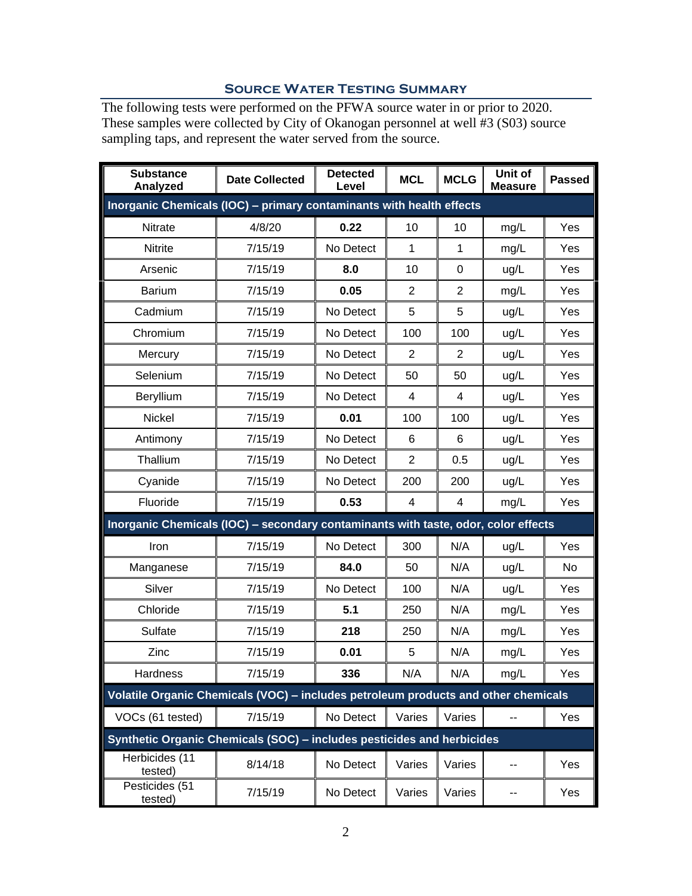## Source Water Testing Summary

The following tests were performed on the PFWA source water in or prior to 2020. These samples were collected by City of Okanogan personnel at well #3 (S03) source sampling taps, and represent the water served from the source.

| Substance Analyzed | Date Collected | Detected Level | MCL | MCLG | Unit of Measure | Passed |
|---|---|---|---|---|---|---|
| **Inorganic Chemicals (IOC) – primary contaminants with health effects** | | | | | | |
| Nitrate | 4/8/20 | **0.22** | 10 | 10 | mg/L | Yes |
| Nitrite | 7/15/19 | No Detect | 1 | 1 | mg/L | Yes |
| Arsenic | 7/15/19 | **8.0** | 10 | 0 | ug/L | Yes |
| Barium | 7/15/19 | **0.05** | 2 | 2 | mg/L | Yes |
| Cadmium | 7/15/19 | No Detect | 5 | 5 | ug/L | Yes |
| Chromium | 7/15/19 | No Detect | 100 | 100 | ug/L | Yes |
| Mercury | 7/15/19 | No Detect | 2 | 2 | ug/L | Yes |
| Selenium | 7/15/19 | No Detect | 50 | 50 | ug/L | Yes |
| Beryllium | 7/15/19 | No Detect | 4 | 4 | ug/L | Yes |
| Nickel | 7/15/19 | **0.01** | 100 | 100 | ug/L | Yes |
| Antimony | 7/15/19 | No Detect | 6 | 6 | ug/L | Yes |
| Thallium | 7/15/19 | No Detect | 2 | 0.5 | ug/L | Yes |
| Cyanide | 7/15/19 | No Detect | 200 | 200 | ug/L | Yes |
| Fluoride | 7/15/19 | **0.53** | 4 | 4 | mg/L | Yes |
| **Inorganic Chemicals (IOC) – secondary contaminants with taste, odor, color effects** | | | | | | |
| Iron | 7/15/19 | No Detect | 300 | N/A | ug/L | Yes |
| Manganese | 7/15/19 | **84.0** | 50 | N/A | ug/L | No |
| Silver | 7/15/19 | No Detect | 100 | N/A | ug/L | Yes |
| Chloride | 7/15/19 | **5.1** | 250 | N/A | mg/L | Yes |
| Sulfate | 7/15/19 | **218** | 250 | N/A | mg/L | Yes |
| Zinc | 7/15/19 | **0.01** | 5 | N/A | mg/L | Yes |
| Hardness | 7/15/19 | **336** | N/A | N/A | mg/L | Yes |
| **Volatile Organic Chemicals (VOC) – includes petroleum products and other chemicals** | | | | | | |
| VOCs (61 tested) | 7/15/19 | No Detect | Varies | Varies | -- | Yes |
| **Synthetic Organic Chemicals (SOC) – includes pesticides and herbicides** | | | | | | |
| Herbicides (11 tested) | 8/14/18 | No Detect | Varies | Varies | -- | Yes |
| Pesticides (51 tested) | 7/15/19 | No Detect | Varies | Varies | -- | Yes |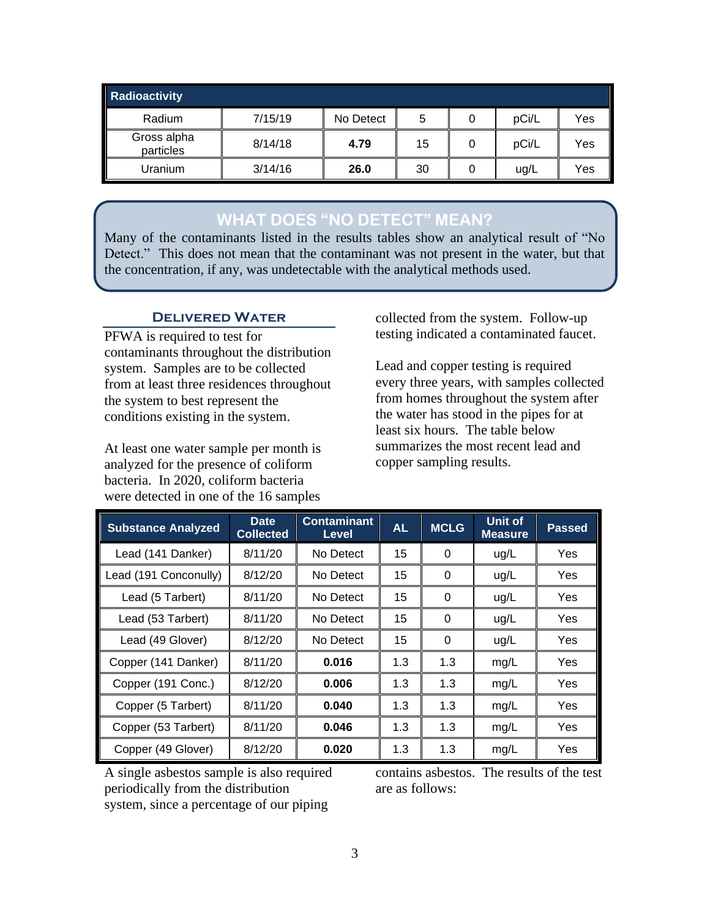| Radioactivity | | | | | | |
|---|---|---|---|---|---|---|
| Radium | 7/15/19 | No Detect | 5 | 0 | pCi/L | Yes |
| Gross alpha particles | 8/14/18 | **4.79** | 15 | 0 | pCi/L | Yes |
| Uranium | 3/14/16 | **26.0** | 30 | 0 | ug/L | Yes |

## WHAT DOES "NO DETECT" MEAN?

Many of the contaminants listed in the results tables show an analytical result of "No Detect." This does not mean that the contaminant was not present in the water, but that the concentration, if any, was undetectable with the analytical methods used.

## Delivered Water

PFWA is required to test for contaminants throughout the distribution system. Samples are to be collected from at least three residences throughout the system to best represent the conditions existing in the system.

At least one water sample per month is analyzed for the presence of coliform bacteria. In 2020, coliform bacteria were detected in one of the 16 samples collected from the system. Follow-up testing indicated a contaminated faucet.

Lead and copper testing is required every three years, with samples collected from homes throughout the system after the water has stood in the pipes for at least six hours. The table below summarizes the most recent lead and copper sampling results.

| Substance Analyzed | Date Collected | Contaminant Level | AL | MCLG | Unit of Measure | Passed |
|---|---|---|---|---|---|---|
| Lead (141 Danker) | 8/11/20 | No Detect | 15 | 0 | ug/L | Yes |
| Lead (191 Conconully) | 8/12/20 | No Detect | 15 | 0 | ug/L | Yes |
| Lead (5 Tarbert) | 8/11/20 | No Detect | 15 | 0 | ug/L | Yes |
| Lead (53 Tarbert) | 8/11/20 | No Detect | 15 | 0 | ug/L | Yes |
| Lead (49 Glover) | 8/12/20 | No Detect | 15 | 0 | ug/L | Yes |
| Copper (141 Danker) | 8/11/20 | **0.016** | 1.3 | 1.3 | mg/L | Yes |
| Copper (191 Conc.) | 8/12/20 | **0.006** | 1.3 | 1.3 | mg/L | Yes |
| Copper (5 Tarbert) | 8/11/20 | **0.040** | 1.3 | 1.3 | mg/L | Yes |
| Copper (53 Tarbert) | 8/11/20 | **0.046** | 1.3 | 1.3 | mg/L | Yes |
| Copper (49 Glover) | 8/12/20 | **0.020** | 1.3 | 1.3 | mg/L | Yes |

A single asbestos sample is also required periodically from the distribution system, since a percentage of our piping contains asbestos. The results of the test are as follows: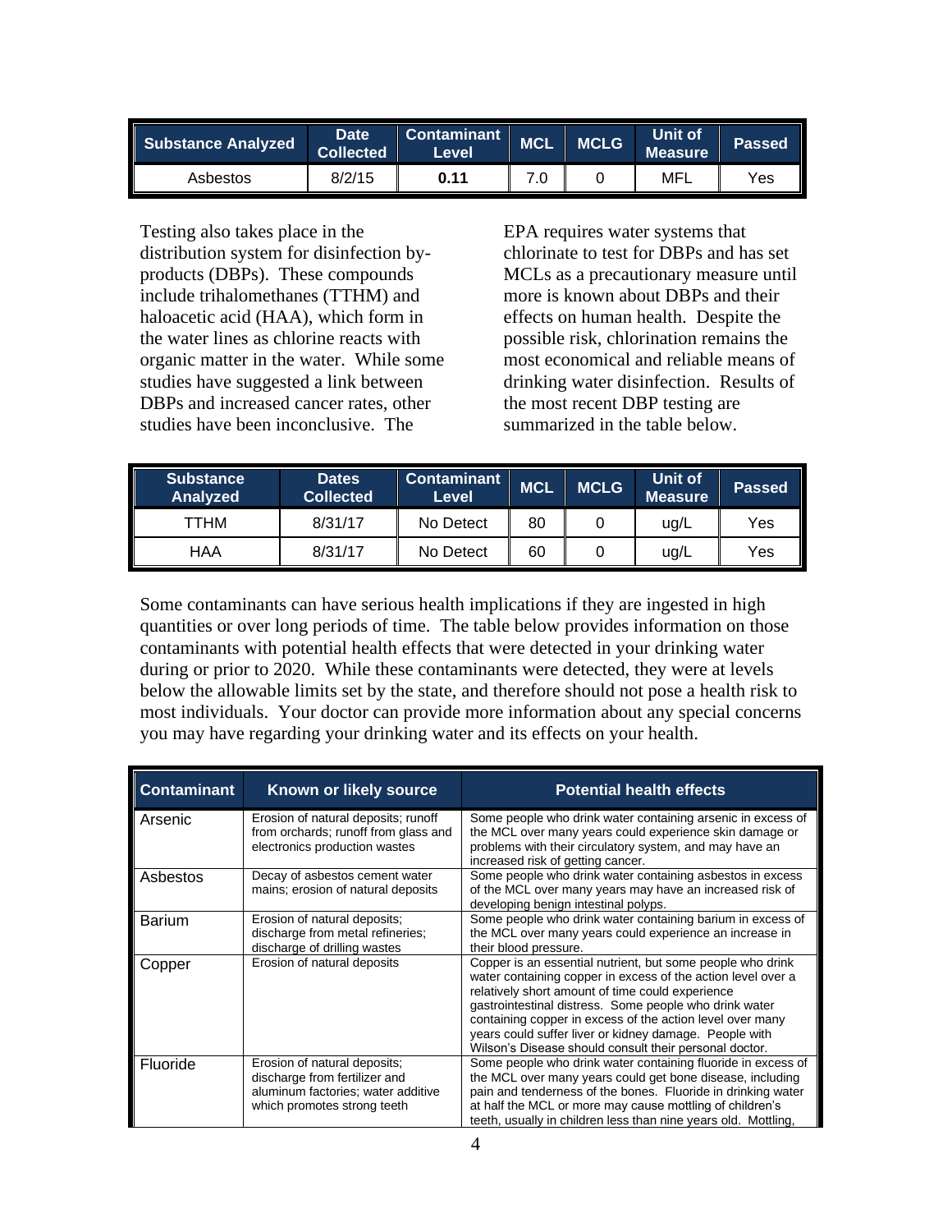| Substance Analyzed | Date Collected | Contaminant Level | MCL | MCLG | Unit of Measure | Passed |
|---|---|---|---|---|---|---|
| Asbestos | 8/2/15 | **0.11** | 7.0 | 0 | MFL | Yes |

Testing also takes place in the distribution system for disinfection by-products (DBPs). These compounds include trihalomethanes (TTHM) and haloacetic acid (HAA), which form in the water lines as chlorine reacts with organic matter in the water. While some studies have suggested a link between DBPs and increased cancer rates, other studies have been inconclusive. The EPA requires water systems that chlorinate to test for DBPs and has set MCLs as a precautionary measure until more is known about DBPs and their effects on human health. Despite the possible risk, chlorination remains the most economical and reliable means of drinking water disinfection. Results of the most recent DBP testing are summarized in the table below.

| Substance Analyzed | Dates Collected | Contaminant Level | MCL | MCLG | Unit of Measure | Passed |
|---|---|---|---|---|---|---|
| TTHM | 8/31/17 | No Detect | 80 | 0 | ug/L | Yes |
| HAA | 8/31/17 | No Detect | 60 | 0 | ug/L | Yes |

Some contaminants can have serious health implications if they are ingested in high quantities or over long periods of time. The table below provides information on those contaminants with potential health effects that were detected in your drinking water during or prior to 2020. While these contaminants were detected, they were at levels below the allowable limits set by the state, and therefore should not pose a health risk to most individuals. Your doctor can provide more information about any special concerns you may have regarding your drinking water and its effects on your health.

| Contaminant | Known or likely source | Potential health effects |
|---|---|---|
| Arsenic | Erosion of natural deposits; runoff from orchards; runoff from glass and electronics production wastes | Some people who drink water containing arsenic in excess of the MCL over many years could experience skin damage or problems with their circulatory system, and may have an increased risk of getting cancer. |
| Asbestos | Decay of asbestos cement water mains; erosion of natural deposits | Some people who drink water containing asbestos in excess of the MCL over many years may have an increased risk of developing benign intestinal polyps. |
| Barium | Erosion of natural deposits; discharge from metal refineries; discharge of drilling wastes | Some people who drink water containing barium in excess of the MCL over many years could experience an increase in their blood pressure. |
| Copper | Erosion of natural deposits | Copper is an essential nutrient, but some people who drink water containing copper in excess of the action level over a relatively short amount of time could experience gastrointestinal distress. Some people who drink water containing copper in excess of the action level over many years could suffer liver or kidney damage. People with Wilson's Disease should consult their personal doctor. |
| Fluoride | Erosion of natural deposits; discharge from fertilizer and aluminum factories; water additive which promotes strong teeth | Some people who drink water containing fluoride in excess of the MCL over many years could get bone disease, including pain and tenderness of the bones. Fluoride in drinking water at half the MCL or more may cause mottling of children's teeth, usually in children less than nine years old. Mottling, |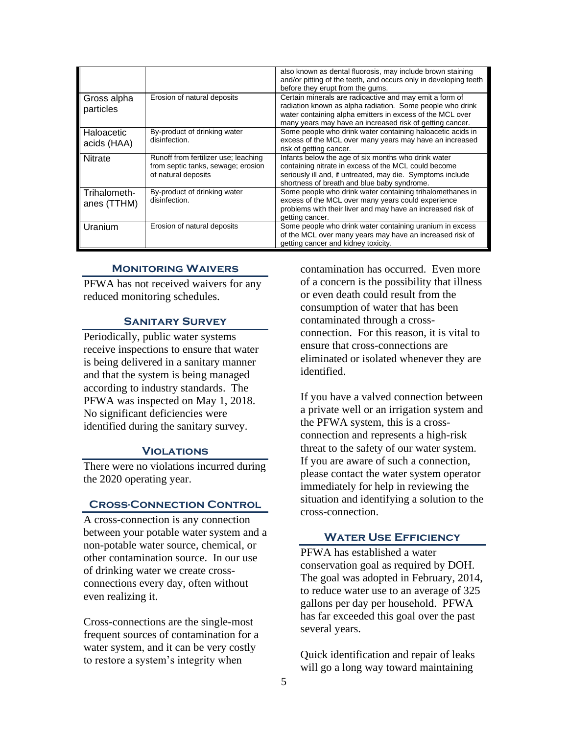| | | |
|---|---|---|
| | | also known as dental fluorosis, may include brown staining and/or pitting of the teeth, and occurs only in developing teeth before they erupt from the gums. |
| Gross alpha particles | Erosion of natural deposits | Certain minerals are radioactive and may emit a form of radiation known as alpha radiation. Some people who drink water containing alpha emitters in excess of the MCL over many years may have an increased risk of getting cancer. |
| Haloacetic acids (HAA) | By-product of drinking water disinfection. | Some people who drink water containing haloacetic acids in excess of the MCL over many years may have an increased risk of getting cancer. |
| Nitrate | Runoff from fertilizer use; leaching from septic tanks, sewage; erosion of natural deposits | Infants below the age of six months who drink water containing nitrate in excess of the MCL could become seriously ill and, if untreated, may die. Symptoms include shortness of breath and blue baby syndrome. |
| Trihalometh-anes (TTHM) | By-product of drinking water disinfection. | Some people who drink water containing trihalomethanes in excess of the MCL over many years could experience problems with their liver and may have an increased risk of getting cancer. |
| Uranium | Erosion of natural deposits | Some people who drink water containing uranium in excess of the MCL over many years may have an increased risk of getting cancer and kidney toxicity. |

## Monitoring Waivers

PFWA has not received waivers for any reduced monitoring schedules.

## Sanitary Survey

Periodically, public water systems receive inspections to ensure that water is being delivered in a sanitary manner and that the system is being managed according to industry standards. The PFWA was inspected on May 1, 2018. No significant deficiencies were identified during the sanitary survey.

## Violations

There were no violations incurred during the 2020 operating year.

## Cross-Connection Control

A cross-connection is any connection between your potable water system and a non-potable water source, chemical, or other contamination source. In our use of drinking water we create cross-connections every day, often without even realizing it.

Cross-connections are the single-most frequent sources of contamination for a water system, and it can be very costly to restore a system's integrity when contamination has occurred. Even more of a concern is the possibility that illness or even death could result from the consumption of water that has been contaminated through a cross-connection. For this reason, it is vital to ensure that cross-connections are eliminated or isolated whenever they are identified.

If you have a valved connection between a private well or an irrigation system and the PFWA system, this is a cross-connection and represents a high-risk threat to the safety of our water system. If you are aware of such a connection, please contact the water system operator immediately for help in reviewing the situation and identifying a solution to the cross-connection.

## Water Use Efficiency

PFWA has established a water conservation goal as required by DOH. The goal was adopted in February, 2014, to reduce water use to an average of 325 gallons per day per household. PFWA has far exceeded this goal over the past several years.

Quick identification and repair of leaks will go a long way toward maintaining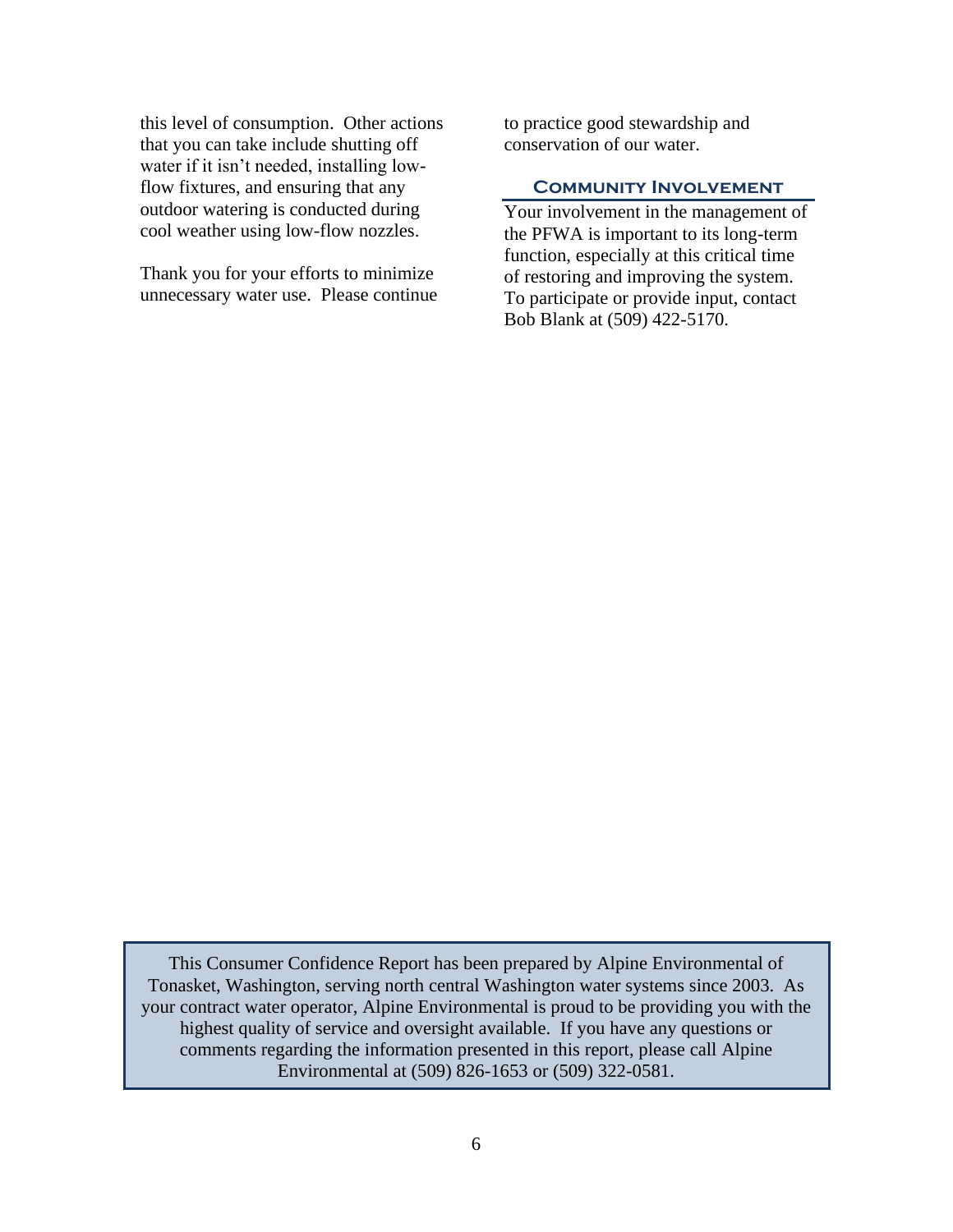this level of consumption. Other actions that you can take include shutting off water if it isn't needed, installing low-flow fixtures, and ensuring that any outdoor watering is conducted during cool weather using low-flow nozzles.

Thank you for your efforts to minimize unnecessary water use. Please continue to practice good stewardship and conservation of our water.

## Community Involvement

Your involvement in the management of the PFWA is important to its long-term function, especially at this critical time of restoring and improving the system. To participate or provide input, contact Bob Blank at (509) 422-5170.

This Consumer Confidence Report has been prepared by Alpine Environmental of Tonasket, Washington, serving north central Washington water systems since 2003. As your contract water operator, Alpine Environmental is proud to be providing you with the highest quality of service and oversight available. If you have any questions or comments regarding the information presented in this report, please call Alpine Environmental at (509) 826-1653 or (509) 322-0581.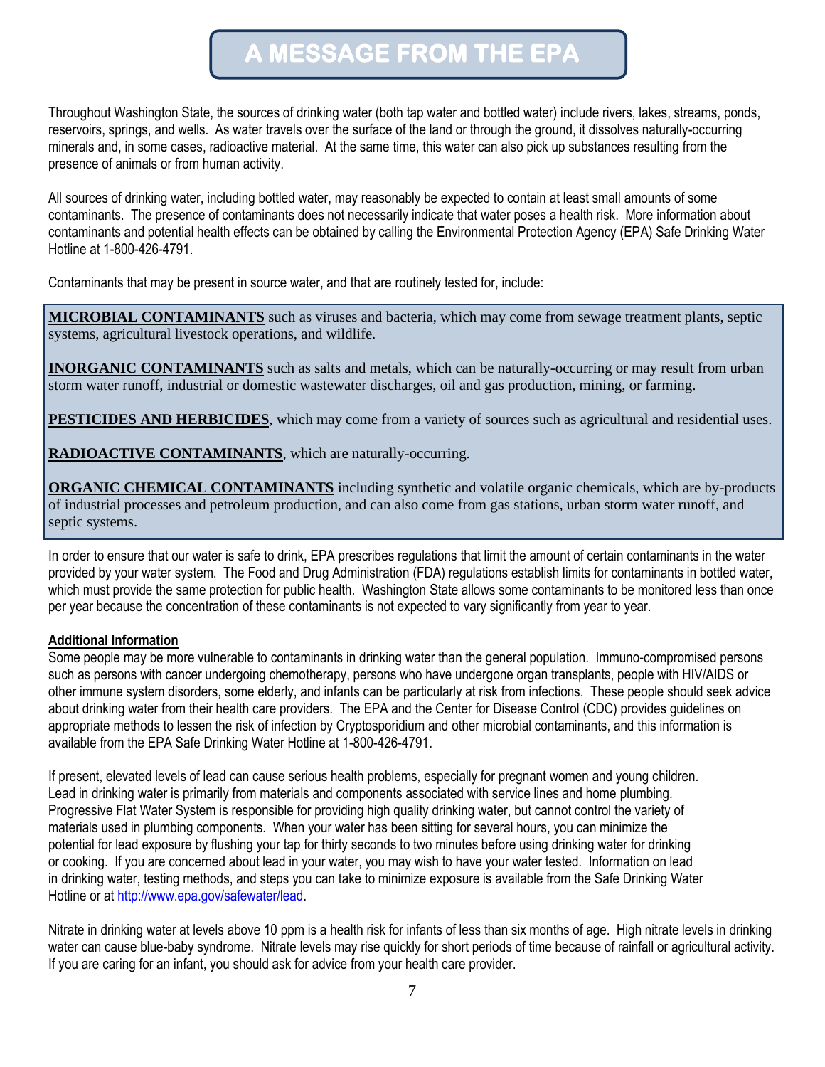# A MESSAGE FROM THE EPA

Throughout Washington State, the sources of drinking water (both tap water and bottled water) include rivers, lakes, streams, ponds, reservoirs, springs, and wells. As water travels over the surface of the land or through the ground, it dissolves naturally-occurring minerals and, in some cases, radioactive material. At the same time, this water can also pick up substances resulting from the presence of animals or from human activity.

All sources of drinking water, including bottled water, may reasonably be expected to contain at least small amounts of some contaminants. The presence of contaminants does not necessarily indicate that water poses a health risk. More information about contaminants and potential health effects can be obtained by calling the Environmental Protection Agency (EPA) Safe Drinking Water Hotline at 1-800-426-4791.

Contaminants that may be present in source water, and that are routinely tested for, include:

**MICROBIAL CONTAMINANTS** such as viruses and bacteria, which may come from sewage treatment plants, septic systems, agricultural livestock operations, and wildlife.

**INORGANIC CONTAMINANTS** such as salts and metals, which can be naturally-occurring or may result from urban storm water runoff, industrial or domestic wastewater discharges, oil and gas production, mining, or farming.

**PESTICIDES AND HERBICIDES**, which may come from a variety of sources such as agricultural and residential uses.

**RADIOACTIVE CONTAMINANTS**, which are naturally-occurring.

**ORGANIC CHEMICAL CONTAMINANTS** including synthetic and volatile organic chemicals, which are by-products of industrial processes and petroleum production, and can also come from gas stations, urban storm water runoff, and septic systems.

In order to ensure that our water is safe to drink, EPA prescribes regulations that limit the amount of certain contaminants in the water provided by your water system. The Food and Drug Administration (FDA) regulations establish limits for contaminants in bottled water, which must provide the same protection for public health. Washington State allows some contaminants to be monitored less than once per year because the concentration of these contaminants is not expected to vary significantly from year to year.

**Additional Information**

Some people may be more vulnerable to contaminants in drinking water than the general population. Immuno-compromised persons such as persons with cancer undergoing chemotherapy, persons who have undergone organ transplants, people with HIV/AIDS or other immune system disorders, some elderly, and infants can be particularly at risk from infections. These people should seek advice about drinking water from their health care providers. The EPA and the Center for Disease Control (CDC) provides guidelines on appropriate methods to lessen the risk of infection by Cryptosporidium and other microbial contaminants, and this information is available from the EPA Safe Drinking Water Hotline at 1-800-426-4791.

If present, elevated levels of lead can cause serious health problems, especially for pregnant women and young children. Lead in drinking water is primarily from materials and components associated with service lines and home plumbing. Progressive Flat Water System is responsible for providing high quality drinking water, but cannot control the variety of materials used in plumbing components. When your water has been sitting for several hours, you can minimize the potential for lead exposure by flushing your tap for thirty seconds to two minutes before using drinking water for drinking or cooking. If you are concerned about lead in your water, you may wish to have your water tested. Information on lead in drinking water, testing methods, and steps you can take to minimize exposure is available from the Safe Drinking Water Hotline or at http://www.epa.gov/safewater/lead.

Nitrate in drinking water at levels above 10 ppm is a health risk for infants of less than six months of age. High nitrate levels in drinking water can cause blue-baby syndrome. Nitrate levels may rise quickly for short periods of time because of rainfall or agricultural activity. If you are caring for an infant, you should ask for advice from your health care provider.